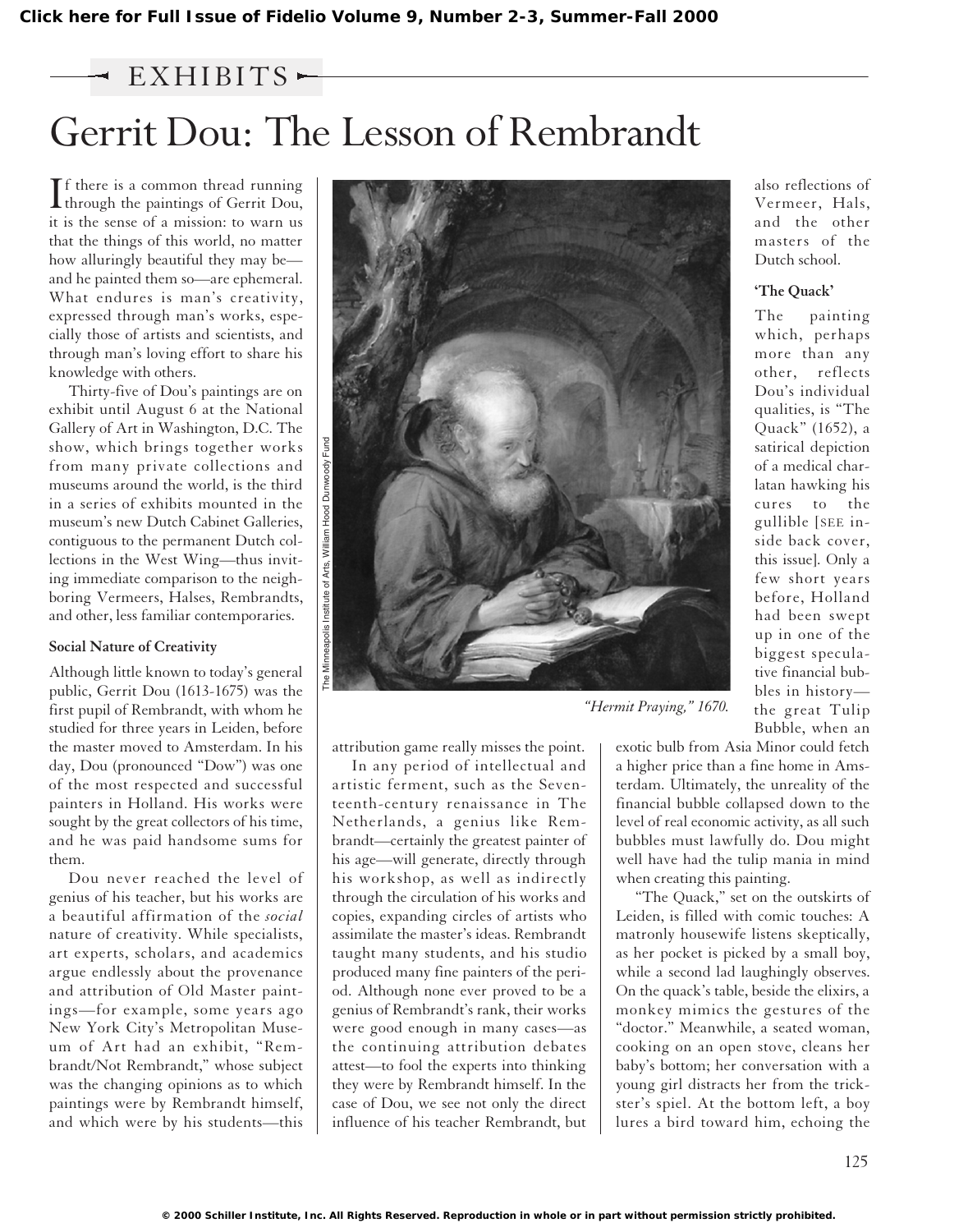EXHIBITS

# Gerrit Dou: The Lesson of Rembrandt

If there is a common thread running through the paintings of Gerrit Dou, it is the sense of a mission: to warn us that the things of this world, no matter how alluringly beautiful they may be—and he painted them so—are ephemeral. What endures is man's creativity, expressed through man's works, especially those of artists and scientists, and through man's loving effort to share his knowledge with others.

Thirty-five of Dou's paintings are on exhibit until August 6 at the National Gallery of Art in Washington, D.C. The show, which brings together works from many private collections and museums around the world, is the third in a series of exhibits mounted in the museum's new Dutch Cabinet Galleries, contiguous to the permanent Dutch collections in the West Wing—thus inviting immediate comparison to the neighboring Vermeers, Halses, Rembrandts, and other, less familiar contemporaries.

### Social Nature of Creativity

Although little known to today's general public, Gerrit Dou (1613-1675) was the first pupil of Rembrandt, with whom he studied for three years in Leiden, before the master moved to Amsterdam. In his day, Dou (pronounced "Dow") was one of the most respected and successful painters in Holland. His works were sought by the great collectors of his time, and he was paid handsome sums for them.

Dou never reached the level of genius of his teacher, but his works are a beautiful affirmation of the *social* nature of creativity. While specialists, art experts, scholars, and academics argue endlessly about the provenance and attribution of Old Master paintings—for example, some years ago New York City's Metropolitan Museum of Art had an exhibit, "Rembrandt/Not Rembrandt," whose subject was the changing opinions as to which paintings were by Rembrandt himself, and which were by his students—this attribution game really misses the point.

In any period of intellectual and artistic ferment, such as the Seventeenth-century renaissance in The Netherlands, a genius like Rembrandt—certainly the greatest painter of his age—will generate, directly through his workshop, as well as indirectly through the circulation of his works and copies, expanding circles of artists who assimilate the master's ideas. Rembrandt taught many students, and his studio produced many fine painters of the period. Although none ever proved to be a genius of Rembrandt's rank, their works were good enough in many cases—as the continuing attribution debates attest—to fool the experts into thinking they were by Rembrandt himself. In the case of Dou, we see not only the direct influence of his teacher Rembrandt, but also reflections of Vermeer, Hals, and the other masters of the Dutch school.

The Minneapolis Institute of Arts, William Hood Dunwoody Fund

*"Hermit Praying," 1670.*

### 'The Quack'

The painting which, perhaps more than any other, reflects Dou's individual qualities, is "The Quack" (1652), a satirical depiction of a medical charlatan hawking his cures to the gullible [SEE inside back cover, this issue]. Only a few short years before, Holland had been swept up in one of the biggest speculative financial bubbles in history—the great Tulip Bubble, when an exotic bulb from Asia Minor could fetch a higher price than a fine home in Amsterdam. Ultimately, the unreality of the financial bubble collapsed down to the level of real economic activity, as all such bubbles must lawfully do. Dou might well have had the tulip mania in mind when creating this painting.

"The Quack," set on the outskirts of Leiden, is filled with comic touches: A matronly housewife listens skeptically, as her pocket is picked by a small boy, while a second lad laughingly observes. On the quack's table, beside the elixirs, a monkey mimics the gestures of the "doctor." Meanwhile, a seated woman, cooking on an open stove, cleans her baby's bottom; her conversation with a young girl distracts her from the trickster's spiel. At the bottom left, a boy lures a bird toward him, echoing the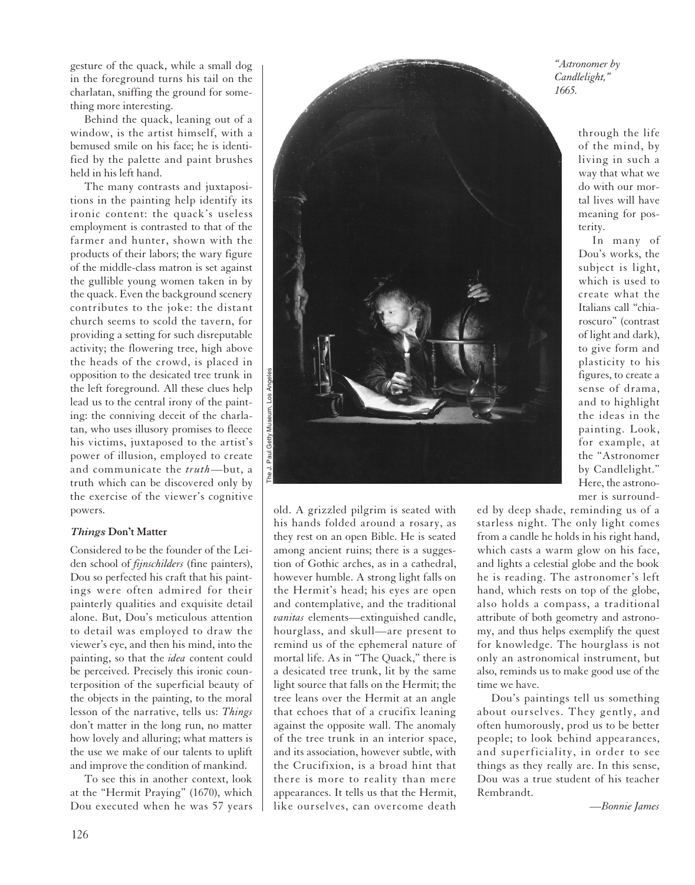gesture of the quack, while a small dog in the foreground turns his tail on the charlatan, sniffing the ground for something more interesting.

Behind the quack, leaning out of a window, is the artist himself, with a bemused smile on his face; he is identified by the palette and paint brushes held in his left hand.

The many contrasts and juxtapositions in the painting help identify its ironic content: the quack's useless employment is contrasted to that of the farmer and hunter, shown with the products of their labors; the wary figure of the middle-class matron is set against the gullible young women taken in by the quack. Even the background scenery contributes to the joke: the distant church seems to scold the tavern, for providing a setting for such disreputable activity; the flowering tree, high above the heads of the crowd, is placed in opposition to the desicated tree trunk in the left foreground. All these clues help lead us to the central irony of the painting: the conniving deceit of the charlatan, who uses illusory promises to fleece his victims, juxtaposed to the artist's power of illusion, employed to create and communicate the *truth*—but, a truth which can be discovered only by the exercise of the viewer's cognitive powers.

### *Things* Don't Matter

Considered to be the founder of the Leiden school of *fijnschilders* (fine painters), Dou so perfected his craft that his paintings were often admired for their painterly qualities and exquisite detail alone. But, Dou's meticulous attention to detail was employed to draw the viewer's eye, and then his mind, into the painting, so that the *idea* content could be perceived. Precisely this ironic counterposition of the superficial beauty of the objects in the painting, to the moral lesson of the narrative, tells us: *Things* don't matter in the long run, no matter how lovely and alluring; what matters is the use we make of our talents to uplift and improve the condition of mankind.

To see this in another context, look at the "Hermit Praying" (1670), which Dou executed when he was 57 years old. A grizzled pilgrim is seated with his hands folded around a rosary, as they rest on an open Bible. He is seated among ancient ruins; there is a suggestion of Gothic arches, as in a cathedral, however humble. A strong light falls on the Hermit's head; his eyes are open and contemplative, and the traditional *vanitas* elements—extinguished candle, hourglass, and skull—are present to remind us of the ephemeral nature of mortal life. As in "The Quack," there is a desicated tree trunk, lit by the same light source that falls on the Hermit; the tree leans over the Hermit at an angle that echoes that of a crucifix leaning against the opposite wall. The anomaly of the tree trunk in an interior space, and its association, however subtle, with the Crucifixion, is a broad hint that there is more to reality than mere appearances. It tells us that the Hermit, like ourselves, can overcome death through the life of the mind, by living in such a way that what we do with our mortal lives will have meaning for posterity.

The J. Paul Getty Museum, Los Angeles

*"Astronomer by Candlelight," 1665.*

In many of Dou's works, the subject is light, which is used to create what the Italians call "chiaroscuro" (contrast of light and dark), to give form and plasticity to his figures, to create a sense of drama, and to highlight the ideas in the painting. Look, for example, at the "Astronomer by Candlelight." Here, the astronomer is surrounded by deep shade, reminding us of a starless night. The only light comes from a candle he holds in his right hand, which casts a warm glow on his face, and lights a celestial globe and the book he is reading. The astronomer's left hand, which rests on top of the globe, also holds a compass, a traditional attribute of both geometry and astronomy, and thus helps exemplify the quest for knowledge. The hourglass is not only an astronomical instrument, but also, reminds us to make good use of the time we have.

Dou's paintings tell us something about ourselves. They gently, and often humorously, prod us to be better people; to look behind appearances, and superficiality, in order to see things as they really are. In this sense, Dou was a true student of his teacher Rembrandt.

*—Bonnie James*